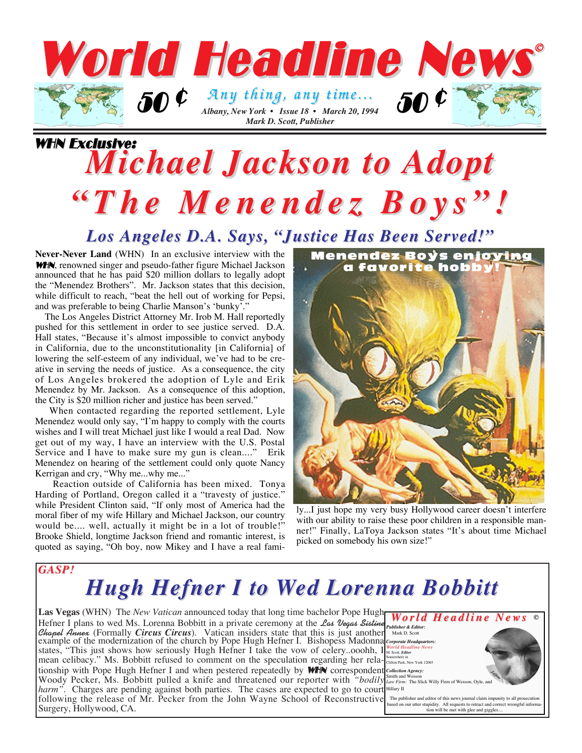# World Headline News©

50 ¢ *Any thing, any time...* 50 ¢

*Albany, New York • Issue 18 • March 20, 1994*
*Mark D. Scott, Publisher*

**WHN Exclusive:**

# *Michael Jackson to Adopt "The Menendez Boys"!*

## *Los Angeles D.A. Says, "Justice Has Been Served!"*

**Never-Never Land** (WHN) In an exclusive interview with the ***WHN***, renowned singer and pseudo-father figure Michael Jackson announced that he has paid $20 million dollars to legally adopt the "Menendez Brothers". Mr. Jackson states that this decision, while difficult to reach, "beat the hell out of working for Pepsi, and was preferable to being Charlie Manson's 'bunky'."

The Los Angeles District Attorney Mr. Irob M. Hall reportedly pushed for this settlement in order to see justice served. D.A. Hall states, "Because it's almost impossible to convict anybody in California, due to the unconstitutionality [in California] of lowering the self-esteem of any individual, we've had to be creative in serving the needs of justice. As a consequence, the city of Los Angeles brokered the adoption of Lyle and Erik Menendez by Mr. Jackson. As a consequence of this adoption, the City is $20 million richer and justice has been served."

When contacted regarding the reported settlement, Lyle Menendez would only say, "I'm happy to comply with the courts wishes and I will treat Michael just like I would a real Dad. Now get out of my way, I have an interview with the U.S. Postal Service and I have to make sure my gun is clean...." Erik Menendez on hearing of the settlement could only quote Nancy Kerrigan and cry, "Why me...why me..."

Reaction outside of California has been mixed. Tonya Harding of Portland, Oregon called it a "travesty of justice." while President Clinton said, "If only most of America had the moral fiber of my wife Hillary and Michael Jackson, our country would be.... well, actually it might be in a lot of trouble!" Brooke Shield, longtime Jackson friend and romantic interest, is quoted as saying, "Oh boy, now Mikey and I have a real family...I just hope my very busy Hollywood career doesn't interfere with our ability to raise these poor children in a responsible manner!" Finally, LaToya Jackson states "It's about time Michael picked on somebody his own size!"

Menendez Boys enjoying a favorite hobby!

***GASP!***

# *Hugh Hefner I to Wed Lorenna Bobbitt*

**Las Vegas** (WHN) The *New Vatican* announced today that long time bachelor Pope Hugh Hefner I plans to wed Ms. Lorenna Bobbitt in a private ceremony at the *Las Vegas Sistine Chapel Annex* (Formally ***Circus Circus***). Vatican insiders state that this is just another example of the modernization of the church by Pope Hugh Hefner I. Bishopess Madonna states, "This just shows how seriously Hugh Hefner I take the vow of celery..ooohh, I mean celibacy." Ms. Bobbitt refused to comment on the speculation regarding her relationship with Pope Hugh Hefner I and when pestered repeatedly by ***WHN*** correspondent Woody Pecker, Ms. Bobbitt pulled a knife and threatened our reporter with *"bodily harm"*. Charges are pending against both parties. The cases are expected to go to court following the release of Mr. Pecker from the John Wayne School of Reconstructive Surgery, Hollywood, CA.

**World Headline News ©**

***Publisher & Editor:*** Mark D. Scott

***Corporate Headquarters:*** *World Headline News*, M. Scott, ***Editor***, Somewhere in Clifton Park, New York 12065

***Collection Agency:*** Smith and Wesson

*Law Firm:* The Slick Willy Firm of Wesson, Oyle, and Hillary II

The publisher and editor of this news journal claim impunity to all prosecution based on our utter stupidity. All requests to retract and correct wrongful information will be met with glee and giggles....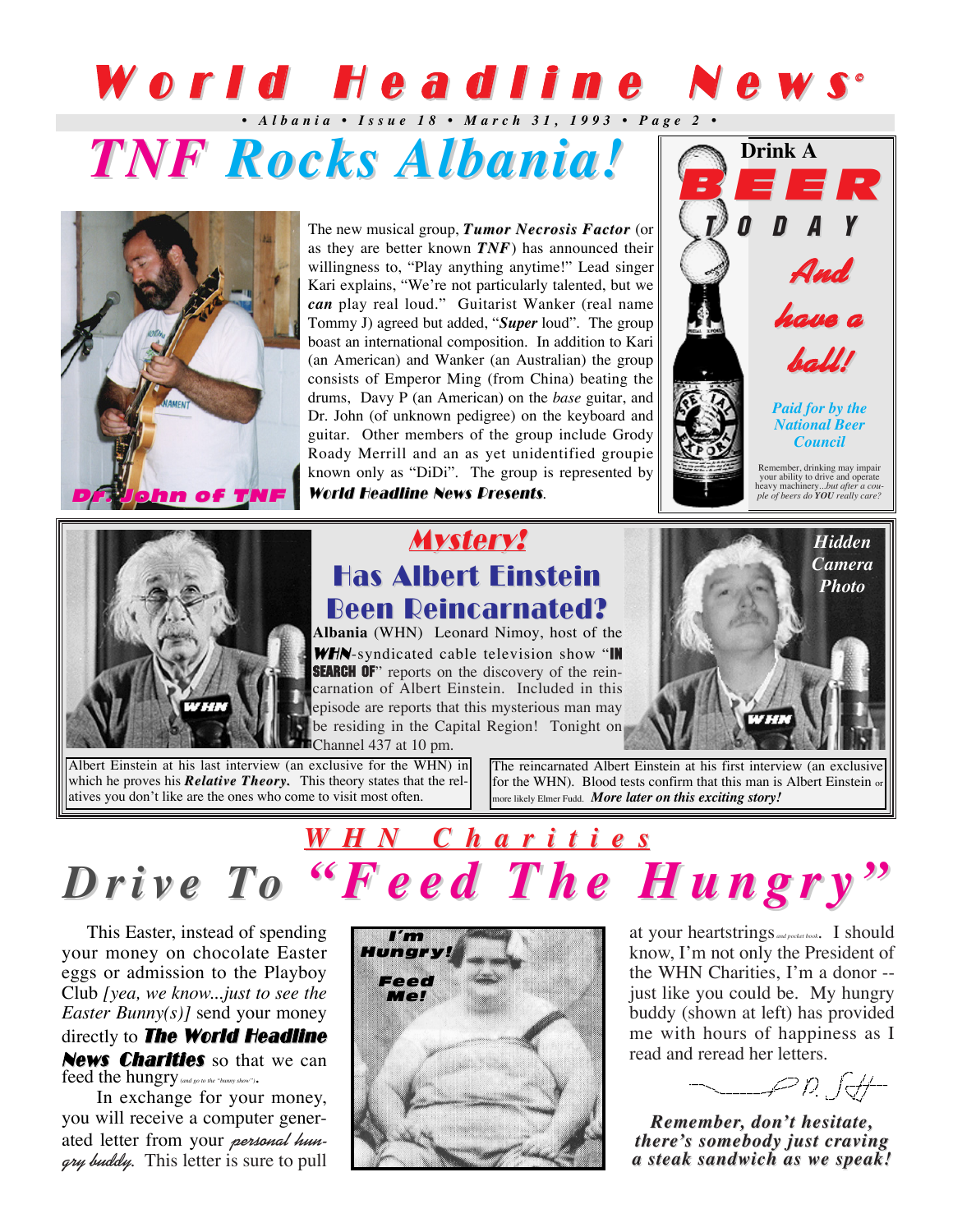# World Headline News

• Albania • Issue 18 • March 31, 1993 • Page 2 •

## TNF Rocks Albania!

Dr. John of TNF

The new musical group, ***Tumor Necrosis Factor*** (or as they are better known ***TNF***) has announced their willingness to, "Play anything anytime!" Lead singer Kari explains, "We're not particularly talented, but we ***can*** play real loud." Guitarist Wanker (real name Tommy J) agreed but added, "***Super*** loud". The group boast an international composition. In addition to Kari (an American) and Wanker (an Australian) the group consists of Emperor Ming (from China) beating the drums, Davy P (an American) on the *base* guitar, and Dr. John (of unknown pedigree) on the keyboard and guitar. Other members of the group include Grody Roady Merrill and an as yet unidentified groupie known only as "DiDi". The group is represented by **World Headline News Presents**.

Drink A **BEER** TODAY *And have a ball!*

*Paid for by the National Beer Council*

Remember, drinking may impair your ability to drive and operate heavy machinery...*but after a couple of beers do **YOU** really care?*

## Mystery! Has Albert Einstein Been Reincarnated?

**Albania** (WHN) Leonard Nimoy, host of the ***WHN***-syndicated cable television show "**IN SEARCH OF**" reports on the discovery of the reincarnation of Albert Einstein. Included in this episode are reports that this mysterious man may be residing in the Capital Region! Tonight on Channel 437 at 10 pm.

*Hidden Camera Photo*

Albert Einstein at his last interview (an exclusive for the WHN) in which he proves his ***Relative Theory***. This theory states that the relatives you don't like are the ones who come to visit most often.

The reincarnated Albert Einstein at his first interview (an exclusive for the WHN). Blood tests confirm that this man is Albert Einstein or more likely Elmer Fudd. ***More later on this exciting story!***

## WHN Charities
# Drive To "Feed The Hungry"

This Easter, instead of spending your money on chocolate Easter eggs or admission to the Playboy Club *[yea, we know...just to see the Easter Bunny(s)]* send your money directly to **The World Headline News Charities** so that we can feed the hungry (and go to the "bunny show").

In exchange for your money, you will receive a computer generated letter from your *personal hungry buddy*. This letter is sure to pull at your heartstrings and pocket book. I should know, I'm not only the President of the WHN Charities, I'm a donor -- just like you could be. My hungry buddy (shown at left) has provided me with hours of happiness as I read and reread her letters.

I'm Hungry! Feed Me!

***Remember, don't hesitate, there's somebody just craving a steak sandwich as we speak!***